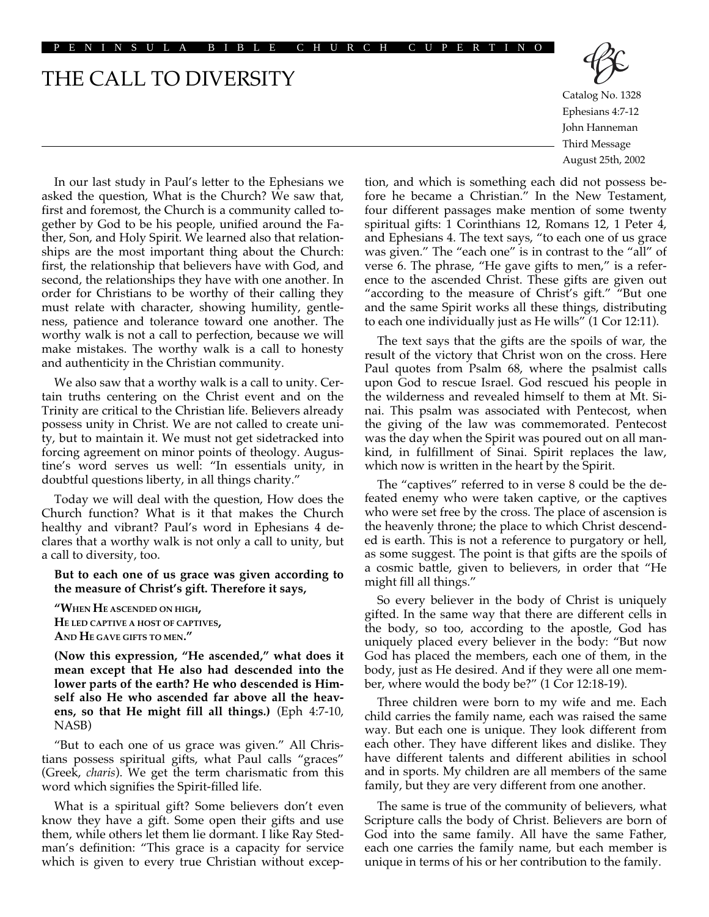PENINSULA BIBLE CHURCH CUPERTINO

# THE CALL TO DIVERSITY

Catalog No. 1328
Ephesians 4:7-12
John Hanneman
Third Message
August 25th, 2002

In our last study in Paul's letter to the Ephesians we asked the question, What is the Church? We saw that, first and foremost, the Church is a community called together by God to be his people, unified around the Father, Son, and Holy Spirit. We learned also that relationships are the most important thing about the Church: first, the relationship that believers have with God, and second, the relationships they have with one another. In order for Christians to be worthy of their calling they must relate with character, showing humility, gentleness, patience and tolerance toward one another. The worthy walk is not a call to perfection, because we will make mistakes. The worthy walk is a call to honesty and authenticity in the Christian community.

We also saw that a worthy walk is a call to unity. Certain truths centering on the Christ event and on the Trinity are critical to the Christian life. Believers already possess unity in Christ. We are not called to create unity, but to maintain it. We must not get sidetracked into forcing agreement on minor points of theology. Augustine's word serves us well: "In essentials unity, in doubtful questions liberty, in all things charity."

Today we will deal with the question, How does the Church function? What is it that makes the Church healthy and vibrant? Paul's word in Ephesians 4 declares that a worthy walk is not only a call to unity, but a call to diversity, too.

> **But to each one of us grace was given according to the measure of Christ's gift. Therefore it says,**
>
> **"WHEN HE ASCENDED ON HIGH,**
> **HE LED CAPTIVE A HOST OF CAPTIVES,**
> **AND HE GAVE GIFTS TO MEN."**
>
> **(Now this expression, "He ascended," what does it mean except that He also had descended into the lower parts of the earth? He who descended is Himself also He who ascended far above all the heavens, so that He might fill all things.)** (Eph 4:7-10, NASB)

"But to each one of us grace was given." All Christians possess spiritual gifts, what Paul calls "graces" (Greek, *charis*). We get the term charismatic from this word which signifies the Spirit-filled life.

What is a spiritual gift? Some believers don't even know they have a gift. Some open their gifts and use them, while others let them lie dormant. I like Ray Stedman's definition: "This grace is a capacity for service which is given to every true Christian without exception, and which is something each did not possess before he became a Christian." In the New Testament, four different passages make mention of some twenty spiritual gifts: 1 Corinthians 12, Romans 12, 1 Peter 4, and Ephesians 4. The text says, "to each one of us grace was given." The "each one" is in contrast to the "all" of verse 6. The phrase, "He gave gifts to men," is a reference to the ascended Christ. These gifts are given out "according to the measure of Christ's gift." "But one and the same Spirit works all these things, distributing to each one individually just as He wills" (1 Cor 12:11).

The text says that the gifts are the spoils of war, the result of the victory that Christ won on the cross. Here Paul quotes from Psalm 68, where the psalmist calls upon God to rescue Israel. God rescued his people in the wilderness and revealed himself to them at Mt. Sinai. This psalm was associated with Pentecost, when the giving of the law was commemorated. Pentecost was the day when the Spirit was poured out on all mankind, in fulfillment of Sinai. Spirit replaces the law, which now is written in the heart by the Spirit.

The "captives" referred to in verse 8 could be the defeated enemy who were taken captive, or the captives who were set free by the cross. The place of ascension is the heavenly throne; the place to which Christ descended is earth. This is not a reference to purgatory or hell, as some suggest. The point is that gifts are the spoils of a cosmic battle, given to believers, in order that "He might fill all things."

So every believer in the body of Christ is uniquely gifted. In the same way that there are different cells in the body, so too, according to the apostle, God has uniquely placed every believer in the body: "But now God has placed the members, each one of them, in the body, just as He desired. And if they were all one member, where would the body be?" (1 Cor 12:18-19).

Three children were born to my wife and me. Each child carries the family name, each was raised the same way. But each one is unique. They look different from each other. They have different likes and dislike. They have different talents and different abilities in school and in sports. My children are all members of the same family, but they are very different from one another.

The same is true of the community of believers, what Scripture calls the body of Christ. Believers are born of God into the same family. All have the same Father, each one carries the family name, but each member is unique in terms of his or her contribution to the family.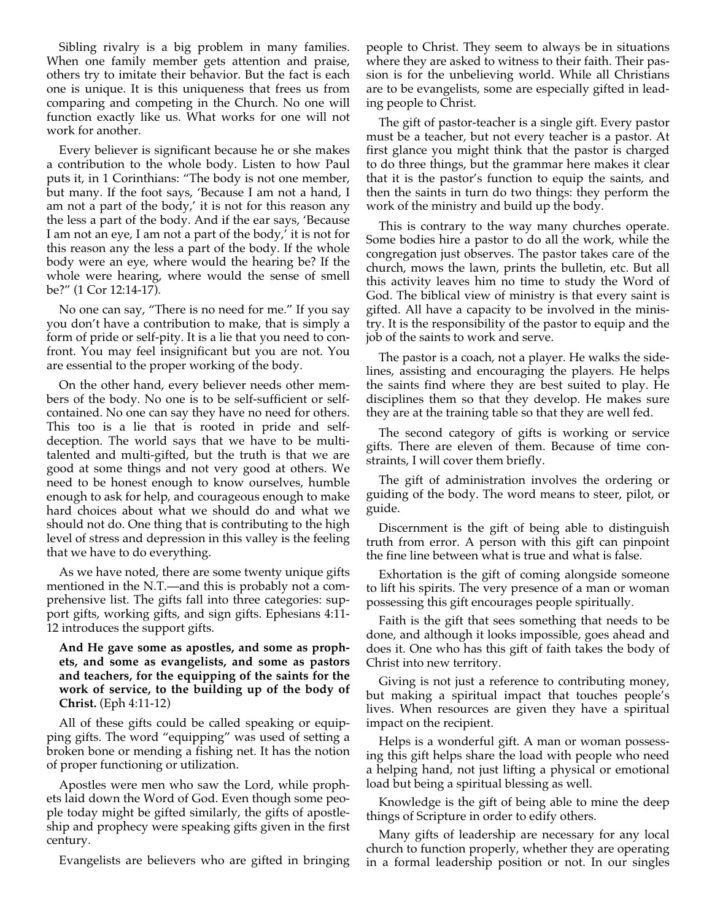Sibling rivalry is a big problem in many families. When one family member gets attention and praise, others try to imitate their behavior. But the fact is each one is unique. It is this uniqueness that frees us from comparing and competing in the Church. No one will function exactly like us. What works for one will not work for another.

Every believer is significant because he or she makes a contribution to the whole body. Listen to how Paul puts it, in 1 Corinthians: "The body is not one member, but many. If the foot says, 'Because I am not a hand, I am not a part of the body,' it is not for this reason any the less a part of the body. And if the ear says, 'Because I am not an eye, I am not a part of the body,' it is not for this reason any the less a part of the body. If the whole body were an eye, where would the hearing be? If the whole were hearing, where would the sense of smell be?" (1 Cor 12:14-17).

No one can say, "There is no need for me." If you say you don't have a contribution to make, that is simply a form of pride or self-pity. It is a lie that you need to confront. You may feel insignificant but you are not. You are essential to the proper working of the body.

On the other hand, every believer needs other members of the body. No one is to be self-sufficient or self-contained. No one can say they have no need for others. This too is a lie that is rooted in pride and self-deception. The world says that we have to be multi-talented and multi-gifted, but the truth is that we are good at some things and not very good at others. We need to be honest enough to know ourselves, humble enough to ask for help, and courageous enough to make hard choices about what we should do and what we should not do. One thing that is contributing to the high level of stress and depression in this valley is the feeling that we have to do everything.

As we have noted, there are some twenty unique gifts mentioned in the N.T.—and this is probably not a comprehensive list. The gifts fall into three categories: support gifts, working gifts, and sign gifts. Ephesians 4:11-12 introduces the support gifts.

**And He gave some as apostles, and some as prophets, and some as evangelists, and some as pastors and teachers, for the equipping of the saints for the work of service, to the building up of the body of Christ.** (Eph 4:11-12)

All of these gifts could be called speaking or equipping gifts. The word "equipping" was used of setting a broken bone or mending a fishing net. It has the notion of proper functioning or utilization.

Apostles were men who saw the Lord, while prophets laid down the Word of God. Even though some people today might be gifted similarly, the gifts of apostleship and prophecy were speaking gifts given in the first century.

Evangelists are believers who are gifted in bringing people to Christ. They seem to always be in situations where they are asked to witness to their faith. Their passion is for the unbelieving world. While all Christians are to be evangelists, some are especially gifted in leading people to Christ.

The gift of pastor-teacher is a single gift. Every pastor must be a teacher, but not every teacher is a pastor. At first glance you might think that the pastor is charged to do three things, but the grammar here makes it clear that it is the pastor's function to equip the saints, and then the saints in turn do two things: they perform the work of the ministry and build up the body.

This is contrary to the way many churches operate. Some bodies hire a pastor to do all the work, while the congregation just observes. The pastor takes care of the church, mows the lawn, prints the bulletin, etc. But all this activity leaves him no time to study the Word of God. The biblical view of ministry is that every saint is gifted. All have a capacity to be involved in the ministry. It is the responsibility of the pastor to equip and the job of the saints to work and serve.

The pastor is a coach, not a player. He walks the sidelines, assisting and encouraging the players. He helps the saints find where they are best suited to play. He disciplines them so that they develop. He makes sure they are at the training table so that they are well fed.

The second category of gifts is working or service gifts. There are eleven of them. Because of time constraints, I will cover them briefly.

The gift of administration involves the ordering or guiding of the body. The word means to steer, pilot, or guide.

Discernment is the gift of being able to distinguish truth from error. A person with this gift can pinpoint the fine line between what is true and what is false.

Exhortation is the gift of coming alongside someone to lift his spirits. The very presence of a man or woman possessing this gift encourages people spiritually.

Faith is the gift that sees something that needs to be done, and although it looks impossible, goes ahead and does it. One who has this gift of faith takes the body of Christ into new territory.

Giving is not just a reference to contributing money, but making a spiritual impact that touches people's lives. When resources are given they have a spiritual impact on the recipient.

Helps is a wonderful gift. A man or woman possessing this gift helps share the load with people who need a helping hand, not just lifting a physical or emotional load but being a spiritual blessing as well.

Knowledge is the gift of being able to mine the deep things of Scripture in order to edify others.

Many gifts of leadership are necessary for any local church to function properly, whether they are operating in a formal leadership position or not. In our singles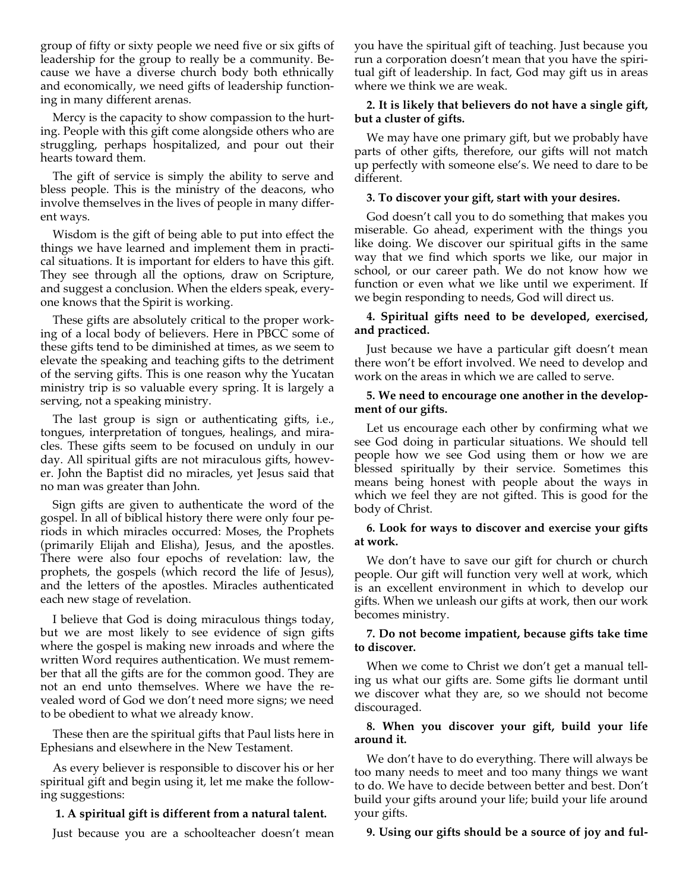group of fifty or sixty people we need five or six gifts of leadership for the group to really be a community. Because we have a diverse church body both ethnically and economically, we need gifts of leadership functioning in many different arenas.

Mercy is the capacity to show compassion to the hurting. People with this gift come alongside others who are struggling, perhaps hospitalized, and pour out their hearts toward them.

The gift of service is simply the ability to serve and bless people. This is the ministry of the deacons, who involve themselves in the lives of people in many different ways.

Wisdom is the gift of being able to put into effect the things we have learned and implement them in practical situations. It is important for elders to have this gift. They see through all the options, draw on Scripture, and suggest a conclusion. When the elders speak, everyone knows that the Spirit is working.

These gifts are absolutely critical to the proper working of a local body of believers. Here in PBCC some of these gifts tend to be diminished at times, as we seem to elevate the speaking and teaching gifts to the detriment of the serving gifts. This is one reason why the Yucatan ministry trip is so valuable every spring. It is largely a serving, not a speaking ministry.

The last group is sign or authenticating gifts, i.e., tongues, interpretation of tongues, healings, and miracles. These gifts seem to be focused on unduly in our day. All spiritual gifts are not miraculous gifts, however. John the Baptist did no miracles, yet Jesus said that no man was greater than John.

Sign gifts are given to authenticate the word of the gospel. In all of biblical history there were only four periods in which miracles occurred: Moses, the Prophets (primarily Elijah and Elisha), Jesus, and the apostles. There were also four epochs of revelation: law, the prophets, the gospels (which record the life of Jesus), and the letters of the apostles. Miracles authenticated each new stage of revelation.

I believe that God is doing miraculous things today, but we are most likely to see evidence of sign gifts where the gospel is making new inroads and where the written Word requires authentication. We must remember that all the gifts are for the common good. They are not an end unto themselves. Where we have the revealed word of God we don't need more signs; we need to be obedient to what we already know.

These then are the spiritual gifts that Paul lists here in Ephesians and elsewhere in the New Testament.

As every believer is responsible to discover his or her spiritual gift and begin using it, let me make the following suggestions:

**1. A spiritual gift is different from a natural talent.**

Just because you are a schoolteacher doesn't mean you have the spiritual gift of teaching. Just because you run a corporation doesn't mean that you have the spiritual gift of leadership. In fact, God may gift us in areas where we think we are weak.

**2. It is likely that believers do not have a single gift, but a cluster of gifts.**

We may have one primary gift, but we probably have parts of other gifts, therefore, our gifts will not match up perfectly with someone else's. We need to dare to be different.

**3. To discover your gift, start with your desires.**

God doesn't call you to do something that makes you miserable. Go ahead, experiment with the things you like doing. We discover our spiritual gifts in the same way that we find which sports we like, our major in school, or our career path. We do not know how we function or even what we like until we experiment. If we begin responding to needs, God will direct us.

**4. Spiritual gifts need to be developed, exercised, and practiced.**

Just because we have a particular gift doesn't mean there won't be effort involved. We need to develop and work on the areas in which we are called to serve.

**5. We need to encourage one another in the development of our gifts.**

Let us encourage each other by confirming what we see God doing in particular situations. We should tell people how we see God using them or how we are blessed spiritually by their service. Sometimes this means being honest with people about the ways in which we feel they are not gifted. This is good for the body of Christ.

**6. Look for ways to discover and exercise your gifts at work.**

We don't have to save our gift for church or church people. Our gift will function very well at work, which is an excellent environment in which to develop our gifts. When we unleash our gifts at work, then our work becomes ministry.

**7. Do not become impatient, because gifts take time to discover.**

When we come to Christ we don't get a manual telling us what our gifts are. Some gifts lie dormant until we discover what they are, so we should not become discouraged.

**8. When you discover your gift, build your life around it.**

We don't have to do everything. There will always be too many needs to meet and too many things we want to do. We have to decide between better and best. Don't build your gifts around your life; build your life around your gifts.

**9. Using our gifts should be a source of joy and ful-**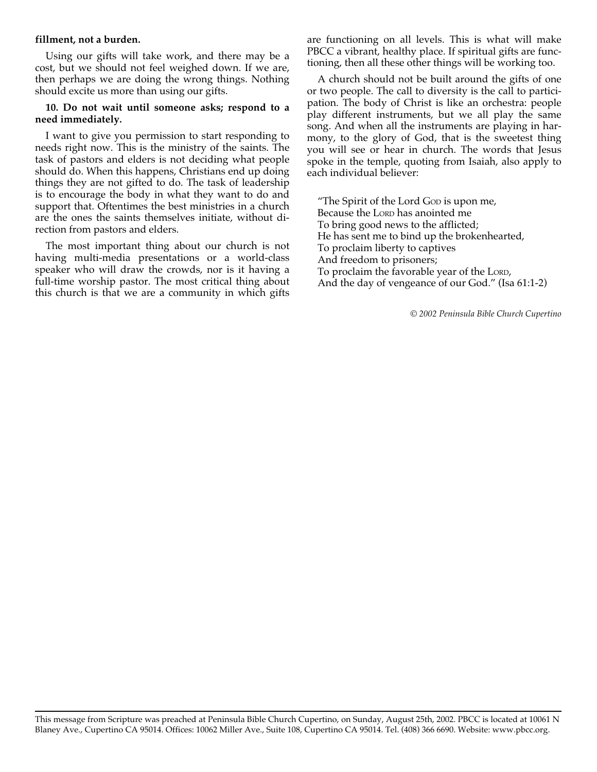**fillment, not a burden.**

Using our gifts will take work, and there may be a cost, but we should not feel weighed down. If we are, then perhaps we are doing the wrong things. Nothing should excite us more than using our gifts.

**10. Do not wait until someone asks; respond to a need immediately.**

I want to give you permission to start responding to needs right now. This is the ministry of the saints. The task of pastors and elders is not deciding what people should do. When this happens, Christians end up doing things they are not gifted to do. The task of leadership is to encourage the body in what they want to do and support that. Oftentimes the best ministries in a church are the ones the saints themselves initiate, without direction from pastors and elders.

The most important thing about our church is not having multi-media presentations or a world-class speaker who will draw the crowds, nor is it having a full-time worship pastor. The most critical thing about this church is that we are a community in which gifts are functioning on all levels. This is what will make PBCC a vibrant, healthy place. If spiritual gifts are functioning, then all these other things will be working too.

A church should not be built around the gifts of one or two people. The call to diversity is the call to participation. The body of Christ is like an orchestra: people play different instruments, but we all play the same song. And when all the instruments are playing in harmony, to the glory of God, that is the sweetest thing you will see or hear in church. The words that Jesus spoke in the temple, quoting from Isaiah, also apply to each individual believer:

> "The Spirit of the Lord God is upon me,
> Because the Lord has anointed me
> To bring good news to the afflicted;
> He has sent me to bind up the brokenhearted,
> To proclaim liberty to captives
> And freedom to prisoners;
> To proclaim the favorable year of the Lord,
> And the day of vengeance of our God." (Isa 61:1-2)

*© 2002 Peninsula Bible Church Cupertino*

This message from Scripture was preached at Peninsula Bible Church Cupertino, on Sunday, August 25th, 2002. PBCC is located at 10061 N Blaney Ave., Cupertino CA 95014. Offices: 10062 Miller Ave., Suite 108, Cupertino CA 95014. Tel. (408) 366 6690. Website: www.pbcc.org.